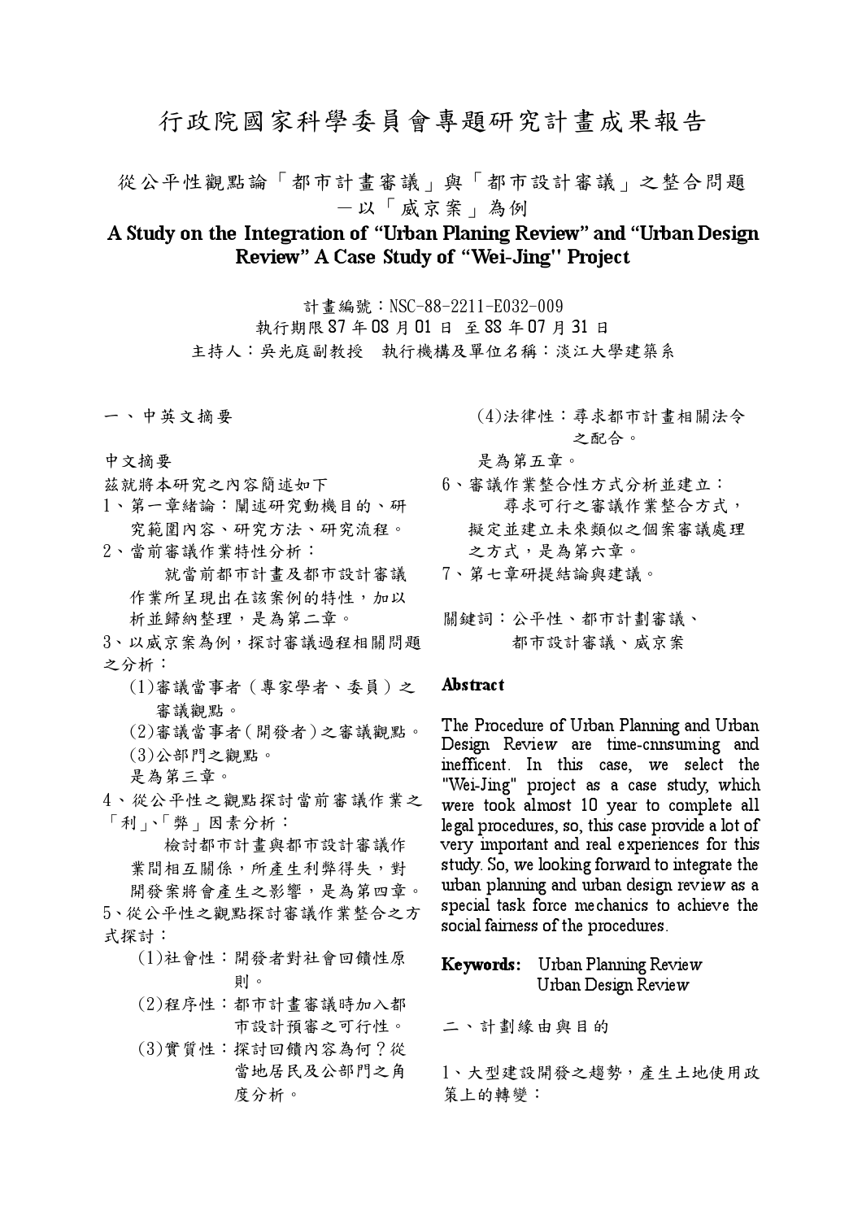# 行政院國家科學委員會專題研究計畫成果報告

## 從公平性觀點論「都市計畫審議」與「都市設計審議」之整合問題 —以「威京案」為例

## A Study on the Integration of "Urban Planing Review" and "Urban Design Review" A Case Study of "Wei-Jing" Project

計畫編號：NSC-88-2211-E032-009

執行期限 87 年 08 月 01 日 至 88 年 07 月 31 日

主持人：吳光庭副教授　執行機構及單位名稱：淡江大學建築系

### 一、中英文摘要

中文摘要

茲就將本研究之內容簡述如下

1、第一章緒論：闡述研究動機目的、研究範圍內容、研究方法、研究流程。

2、當前審議作業特性分析：

就當前都市計畫及都市設計審議作業所呈現出在該案例的特性，加以析並歸納整理，是為第二章。

3、以威京案為例，探討審議過程相關問題之分析：

(1)審議當事者（專家學者、委員）之審議觀點。

(2)審議當事者（開發者）之審議觀點。

(3)公部門之觀點。

是為第三章。

4、從公平性之觀點探討當前審議作業之「利」、「弊」因素分析：

檢討都市計畫與都市設計審議作業間相互關係，所產生利弊得失，對開發案將會產生之影響，是為第四章。

5、從公平性之觀點探討審議作業整合之方式探討：

(1)社會性：開發者對社會回饋性原則。

(2)程序性：都市計畫審議時加入都市設計預審之可行性。

(3)實質性：探討回饋內容為何？從當地居民及公部門之角度分析。

(4)法律性：尋求都市計畫相關法令之配合。

是為第五章。

6、審議作業整合性方式分析並建立：

尋求可行之審議作業整合方式，擬定並建立未來類似之個案審議處理之方式，是為第六章。

7、第七章研提結論與建議。

關鍵詞：公平性、都市計劃審議、都市設計審議、威京案

**Abstract**

The Procedure of Urban Planning and Urban Design Review are time-cnnsuming and inefficent. In this case, we select the "Wei-Jing" project as a case study, which were took almost 10 year to complete all legal procedures, so, this case provide a lot of very important and real experiences for this study. So, we looking forward to integrate the urban planning and urban design review as a special task force mechanics to achieve the social fairness of the procedures.

**Keywords:** Urban Planning Review
Urban Design Review

### 二、計劃緣由與目的

1、大型建設開發之趨勢，產生土地使用政策上的轉變：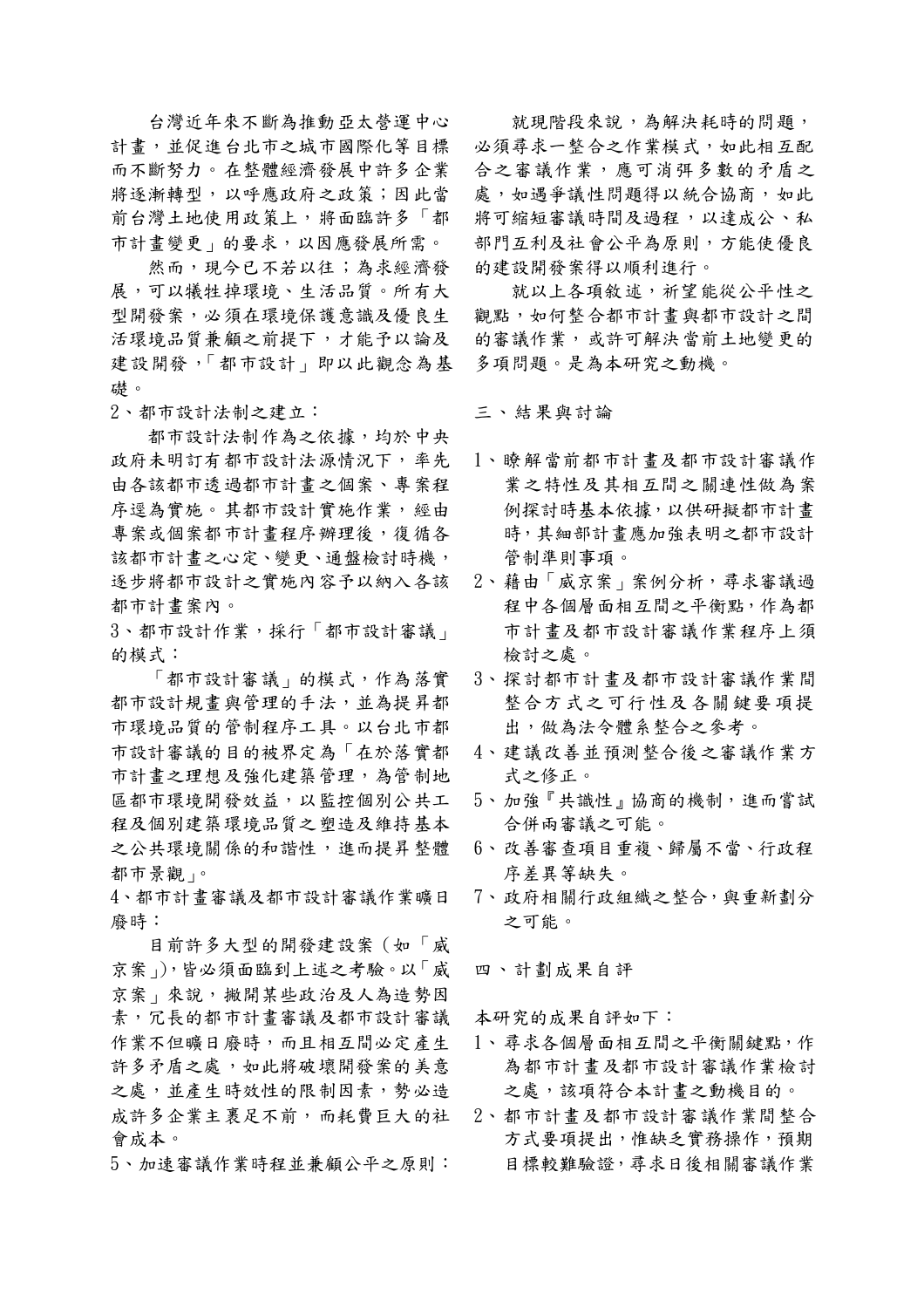台灣近年來不斷為推動亞太營運中心計畫，並促進台北市之城市國際化等目標而不斷努力。在整體經濟發展中許多企業將逐漸轉型，以呼應政府之政策；因此當前台灣土地使用政策上，將面臨許多「都市計畫變更」的要求，以因應發展所需。

然而，現今已不若以往；為求經濟發展，可以犧牲掉環境、生活品質。所有大型開發案，必須在環境保護意識及優良生活環境品質兼顧之前提下，才能予以論及建設開發，「都市設計」即以此觀念為基礎。

2、都市設計法制之建立：

都市設計法制作為之依據，均於中央政府未明訂有都市設計法源情況下，率先由各該都市透過都市計畫之個案、專案程序逕為實施。其都市設計實施作業，經由專案或個案都市計畫程序辦理後，復循各該都市計畫之心定、變更、通盤檢討時機，逐步將都市設計之實施內容予以納入各該都市計畫案內。

3、都市設計作業，採行「都市設計審議」的模式：

「都市設計審議」的模式，作為落實都市設計規畫與管理的手法，並為提昇都市環境品質的管制程序工具。以台北市都市設計審議的目的被界定為「在於落實都市計畫之理想及強化建築管理，為管制地區都市環境開發效益，以監控個別公共工程及個別建築環境品質之塑造及維持基本之公共環境關係的和諧性，進而提昇整體都市景觀」。

4、都市計畫審議及都市設計審議作業曠日廢時：

目前許多大型的開發建設案（如「威京案」），皆必須面臨到上述之考驗。以「威京案」來說，撇開某些政治及人為造勢因素，冗長的都市計畫審議及都市設計審議作業不但曠日廢時，而且相互間必定產生許多矛盾之處，如此將破壞開發案的美意之處，並產生時效性的限制因素，勢必造成許多企業主裹足不前，而耗費巨大的社會成本。

5、加速審議作業時程並兼顧公平之原則：

就現階段來說，為解決耗時的問題，必須尋求一整合之作業模式，如此相互配合之審議作業，應可消弭多數的矛盾之處，如遇爭議性問題得以統合協商，如此將可縮短審議時間及過程，以達成公、私部門互利及社會公平為原則，方能使優良的建設開發案得以順利進行。

就以上各項敘述，祈望能從公平性之觀點，如何整合都市計畫與都市設計之間的審議作業，或許可解決當前土地變更的多項問題。是為本研究之動機。

## 三、結果與討論

1、瞭解當前都市計畫及都市設計審議作業之特性及其相互間之關連性做為案例探討時基本依據，以供研擬都市計畫時，其細部計畫應加強表明之都市設計管制準則事項。
2、藉由「威京案」案例分析，尋求審議過程中各個層面相互間之平衡點，作為都市計畫及都市設計審議作業程序上須檢討之處。
3、探討都市計畫及都市設計審議作業間整合方式之可行性及各關鍵要項提出，做為法令體系整合之參考。
4、建議改善並預測整合後之審議作業方式之修正。
5、加強『共識性』協商的機制，進而嘗試合併兩審議之可能。
6、改善審查項目重複、歸屬不當、行政程序差異等缺失。
7、政府相關行政組織之整合，與重新劃分之可能。

## 四、計劃成果自評

本研究的成果自評如下：

1、尋求各個層面相互間之平衡關鍵點，作為都市計畫及都市設計審議作業檢討之處，該項符合本計畫之動機目的。
2、都市計畫及都市設計審議作業間整合方式要項提出，惟缺乏實務操作，預期目標較難驗證，尋求日後相關審議作業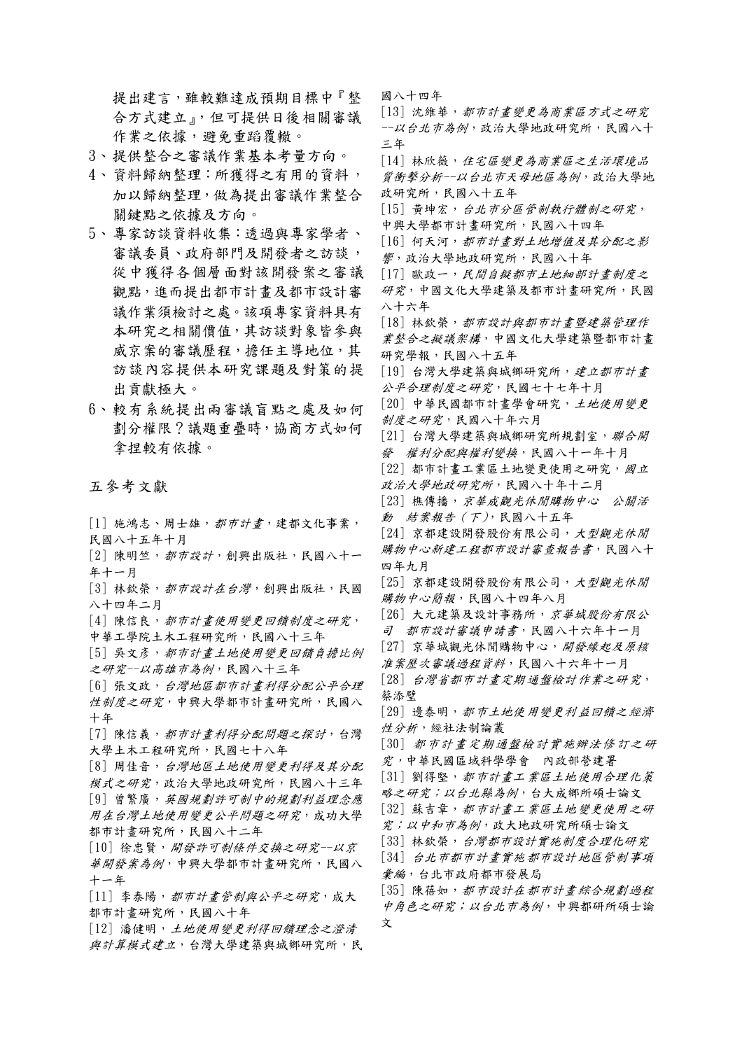提出建言，雖較難達成預期目標中『整合方式建立』，但可提供日後相關審議作業之依據，避免重蹈覆轍。

3、提供整合之審議作業基本考量方向。

4、資料歸納整理：所獲得之有用的資料，加以歸納整理，做為提出審議作業整合關鍵點之依據及方向。

5、專家訪談資料收集：透過與專家學者、審議委員、政府部門及開發者之訪談，從中獲得各個層面對該開發案之審議觀點，進而提出都市計畫及都市設計審議作業須檢討之處。該項專家資料具有本研究之相關價值，其訪談對象皆參與威京案的審議歷程，擔任主導地位，其訪談內容提供本研究課題及對策的提出貢獻極大。

6、較有系統提出兩審議盲點之處及如何劃分權限？議題重疊時，協商方式如何拿捏較有依據。

## 五參考文獻

[1] 施鴻志、周士雄，*都市計畫*，建都文化事業，民國八十五年十月

[2] 陳明竺，*都市設計*，創興出版社，民國八十一年十一月

[3] 林欽榮，*都市設計在台灣*，創興出版社，民國八十四年二月

[4] 陳信良，*都市計畫使用變更回饋制度之研究*，中華工學院土木工程研究所，民國八十三年

[5] 吳文彥，*都市計畫土地使用變更回饋負擔比例之研究--以高雄市為例*，民國八十三年

[6] 張文政，*台灣地區都市計畫利得分配公平合理性制度之研究*，中興大學都市計畫研究所，民國八十年

[7] 陳信義，*都市計畫利得分配問題之探討*，台灣大學土木工程研究所，民國七十八年

[8] 周佳音，*台灣地區土地使用變更利得及其分配模式之研究*，政治大學地政研究所，民國八十三年

[9] 曾繁廣，*英國規劃許可制中的規劃利益理念應用在台灣土地使用變更公平問題之研究*，成功大學都市計畫研究所，民國八十二年

[10] 徐忠賢，*開發許可制條件交換之研究--以京華開發案為例*，中興大學都市計畫研究所，民國八十一年

[11] 李泰陽，*都市計畫管制與公平之研究*，成大都市計畫研究所，民國八十年

[12] 潘健明，*土地使用變更利得回饋理念之澄清與計算模式建立*，台灣大學建築與城鄉研究所，民國八十四年

[13] 沈維華，*都市計畫變更為商業區方式之研究--以台北市為例*，政治大學地政研究所，民國八十三年

[14] 林欣薇，*住宅區變更為商業區之生活環境品質衝擊分析--以台北市天母地區為例*，政治大學地政研究所，民國八十五年

[15] 黃坤宏，*台北市分區管制執行體制之研究*，中興大學都市計畫研究所，民國八十四年

[16] 何天河，*都市計畫對土地增值及其分配之影響*，政治大學地政研究所，民國八十年

[17] 歐政一，*民間自擬都市土地細部計畫制度之研究*，中國文化大學建築及都市計畫研究所，民國八十六年

[18] 林欽榮，*都市設計與都市計畫暨建築管理作業整合之擬議架構*，中國文化大學建築暨都市計畫研究學報，民國八十五年

[19] 台灣大學建築與城鄉研究所，*建立都市計畫公平合理制度之研究*，民國七十七年十月

[20] 中華民國都市計畫學會研究，*土地使用變更制度之研究*，民國八十年六月

[21] 台灣大學建築與城鄉研究所規劃室，*聯合開發　權利分配與權利變換*，民國八十一年十月

[22] 都市計畫工業區土地變更使用之研究，*國立政治大學地政研究所*，民國八十年十二月

[23] 樵傳播，*京華成觀光休閒購物中心　公關活動　結案報告（下）*，民國八十五年

[24] 京都建設開發股份有限公司，*大型觀光休閒購物中心新建工程都市設計審查報告書*，民國八十四年九月

[25] 京都建設開發股份有限公司，*大型觀光休閒購物中心簡報*，民國八十四年八月

[26] 大元建築及設計事務所，*京華城股份有限公司　都市設計審議申請書*，民國八十六年十一月

[27] 京華城觀光休閒購物中心，*開發緣起及原核准案歷次審議過程資料*，民國八十六年十一月

[28] *台灣省都市計畫定期通盤檢討作業之研究*，蔡添壁

[29] 邊泰明，*都市土地使用變更利益回饋之經濟性分析*，經社法制論叢

[30] *都市計畫定期通盤檢討實施辦法修訂之研究*，中華民國區域科學學會　內政部營建署

[31] 劉得堅，*都市計畫工業區土地使用合理化策略之研究；以台北縣為例*，台大城鄉所碩士論文

[32] 蘇吉章，*都市計畫工業區土地變更使用之研究；以中和市為例*，政大地政研究所碩士論文

[33] 林欽榮，*台灣都市設計實施制度合理化研究*

[34] *台北市都市計畫實施都市設計地區管制事項彙編*，台北市政府都市發展局

[35] 陳蓓如，*都市設計在都市計畫綜合規劃過程中角色之研究；以台北市為例*，中興都研所碩士論文